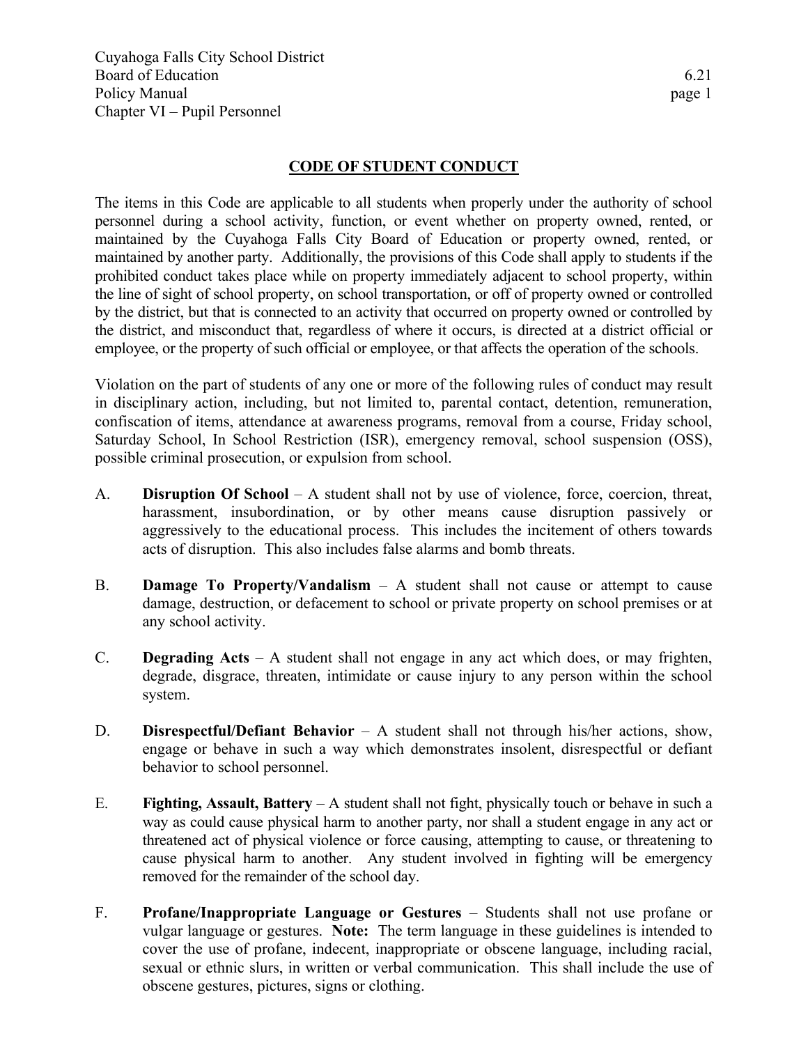Cuyahoga Falls City School District
Board of Education
Policy Manual
Chapter VI – Pupil Personnel

6.21

## CODE OF STUDENT CONDUCT

The items in this Code are applicable to all students when properly under the authority of school personnel during a school activity, function, or event whether on property owned, rented, or maintained by the Cuyahoga Falls City Board of Education or property owned, rented, or maintained by another party. Additionally, the provisions of this Code shall apply to students if the prohibited conduct takes place while on property immediately adjacent to school property, within the line of sight of school property, on school transportation, or off of property owned or controlled by the district, but that is connected to an activity that occurred on property owned or controlled by the district, and misconduct that, regardless of where it occurs, is directed at a district official or employee, or the property of such official or employee, or that affects the operation of the schools.

Violation on the part of students of any one or more of the following rules of conduct may result in disciplinary action, including, but not limited to, parental contact, detention, remuneration, confiscation of items, attendance at awareness programs, removal from a course, Friday school, Saturday School, In School Restriction (ISR), emergency removal, school suspension (OSS), possible criminal prosecution, or expulsion from school.

A. **Disruption Of School** – A student shall not by use of violence, force, coercion, threat, harassment, insubordination, or by other means cause disruption passively or aggressively to the educational process. This includes the incitement of others towards acts of disruption. This also includes false alarms and bomb threats.

B. **Damage To Property/Vandalism** – A student shall not cause or attempt to cause damage, destruction, or defacement to school or private property on school premises or at any school activity.

C. **Degrading Acts** – A student shall not engage in any act which does, or may frighten, degrade, disgrace, threaten, intimidate or cause injury to any person within the school system.

D. **Disrespectful/Defiant Behavior** – A student shall not through his/her actions, show, engage or behave in such a way which demonstrates insolent, disrespectful or defiant behavior to school personnel.

E. **Fighting, Assault, Battery** – A student shall not fight, physically touch or behave in such a way as could cause physical harm to another party, nor shall a student engage in any act or threatened act of physical violence or force causing, attempting to cause, or threatening to cause physical harm to another. Any student involved in fighting will be emergency removed for the remainder of the school day.

F. **Profane/Inappropriate Language or Gestures** – Students shall not use profane or vulgar language or gestures. **Note:** The term language in these guidelines is intended to cover the use of profane, indecent, inappropriate or obscene language, including racial, sexual or ethnic slurs, in written or verbal communication. This shall include the use of obscene gestures, pictures, signs or clothing.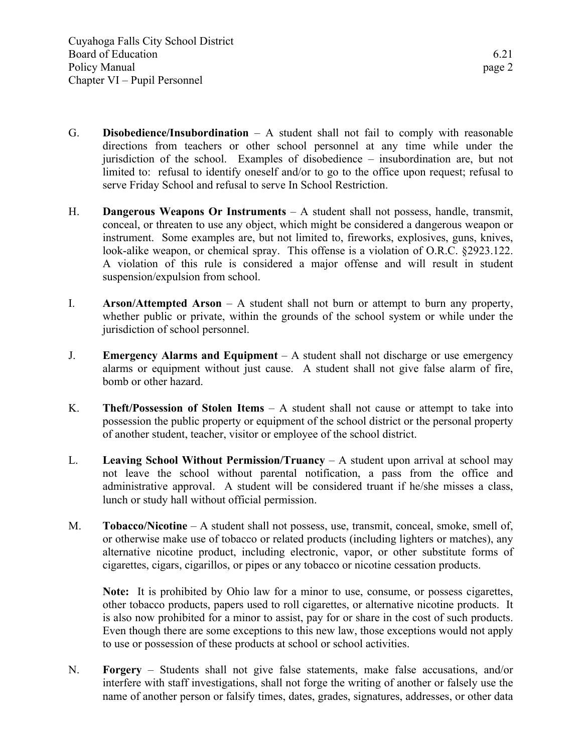G. **Disobedience/Insubordination** – A student shall not fail to comply with reasonable directions from teachers or other school personnel at any time while under the jurisdiction of the school. Examples of disobedience – insubordination are, but not limited to: refusal to identify oneself and/or to go to the office upon request; refusal to serve Friday School and refusal to serve In School Restriction.

H. **Dangerous Weapons Or Instruments** – A student shall not possess, handle, transmit, conceal, or threaten to use any object, which might be considered a dangerous weapon or instrument. Some examples are, but not limited to, fireworks, explosives, guns, knives, look-alike weapon, or chemical spray. This offense is a violation of O.R.C. §2923.122. A violation of this rule is considered a major offense and will result in student suspension/expulsion from school.

I. **Arson/Attempted Arson** – A student shall not burn or attempt to burn any property, whether public or private, within the grounds of the school system or while under the jurisdiction of school personnel.

J. **Emergency Alarms and Equipment** – A student shall not discharge or use emergency alarms or equipment without just cause. A student shall not give false alarm of fire, bomb or other hazard.

K. **Theft/Possession of Stolen Items** – A student shall not cause or attempt to take into possession the public property or equipment of the school district or the personal property of another student, teacher, visitor or employee of the school district.

L. **Leaving School Without Permission/Truancy** – A student upon arrival at school may not leave the school without parental notification, a pass from the office and administrative approval. A student will be considered truant if he/she misses a class, lunch or study hall without official permission.

M. **Tobacco/Nicotine** – A student shall not possess, use, transmit, conceal, smoke, smell of, or otherwise make use of tobacco or related products (including lighters or matches), any alternative nicotine product, including electronic, vapor, or other substitute forms of cigarettes, cigars, cigarillos, or pipes or any tobacco or nicotine cessation products.

   **Note:** It is prohibited by Ohio law for a minor to use, consume, or possess cigarettes, other tobacco products, papers used to roll cigarettes, or alternative nicotine products. It is also now prohibited for a minor to assist, pay for or share in the cost of such products. Even though there are some exceptions to this new law, those exceptions would not apply to use or possession of these products at school or school activities.

N. **Forgery** – Students shall not give false statements, make false accusations, and/or interfere with staff investigations, shall not forge the writing of another or falsely use the name of another person or falsify times, dates, grades, signatures, addresses, or other data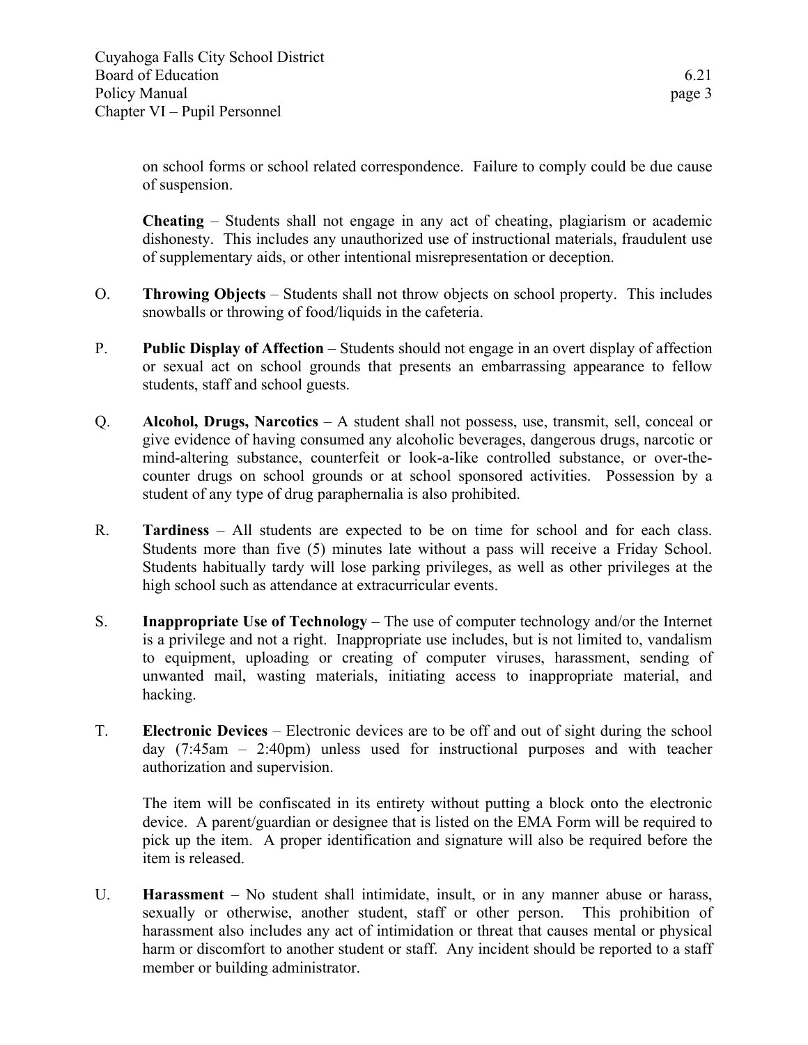on school forms or school related correspondence. Failure to comply could be due cause of suspension.

**Cheating** – Students shall not engage in any act of cheating, plagiarism or academic dishonesty. This includes any unauthorized use of instructional materials, fraudulent use of supplementary aids, or other intentional misrepresentation or deception.

O. **Throwing Objects** – Students shall not throw objects on school property. This includes snowballs or throwing of food/liquids in the cafeteria.

P. **Public Display of Affection** – Students should not engage in an overt display of affection or sexual act on school grounds that presents an embarrassing appearance to fellow students, staff and school guests.

Q. **Alcohol, Drugs, Narcotics** – A student shall not possess, use, transmit, sell, conceal or give evidence of having consumed any alcoholic beverages, dangerous drugs, narcotic or mind-altering substance, counterfeit or look-a-like controlled substance, or over-the-counter drugs on school grounds or at school sponsored activities. Possession by a student of any type of drug paraphernalia is also prohibited.

R. **Tardiness** – All students are expected to be on time for school and for each class. Students more than five (5) minutes late without a pass will receive a Friday School. Students habitually tardy will lose parking privileges, as well as other privileges at the high school such as attendance at extracurricular events.

S. **Inappropriate Use of Technology** – The use of computer technology and/or the Internet is a privilege and not a right. Inappropriate use includes, but is not limited to, vandalism to equipment, uploading or creating of computer viruses, harassment, sending of unwanted mail, wasting materials, initiating access to inappropriate material, and hacking.

T. **Electronic Devices** – Electronic devices are to be off and out of sight during the school day (7:45am – 2:40pm) unless used for instructional purposes and with teacher authorization and supervision.

The item will be confiscated in its entirety without putting a block onto the electronic device. A parent/guardian or designee that is listed on the EMA Form will be required to pick up the item. A proper identification and signature will also be required before the item is released.

U. **Harassment** – No student shall intimidate, insult, or in any manner abuse or harass, sexually or otherwise, another student, staff or other person. This prohibition of harassment also includes any act of intimidation or threat that causes mental or physical harm or discomfort to another student or staff. Any incident should be reported to a staff member or building administrator.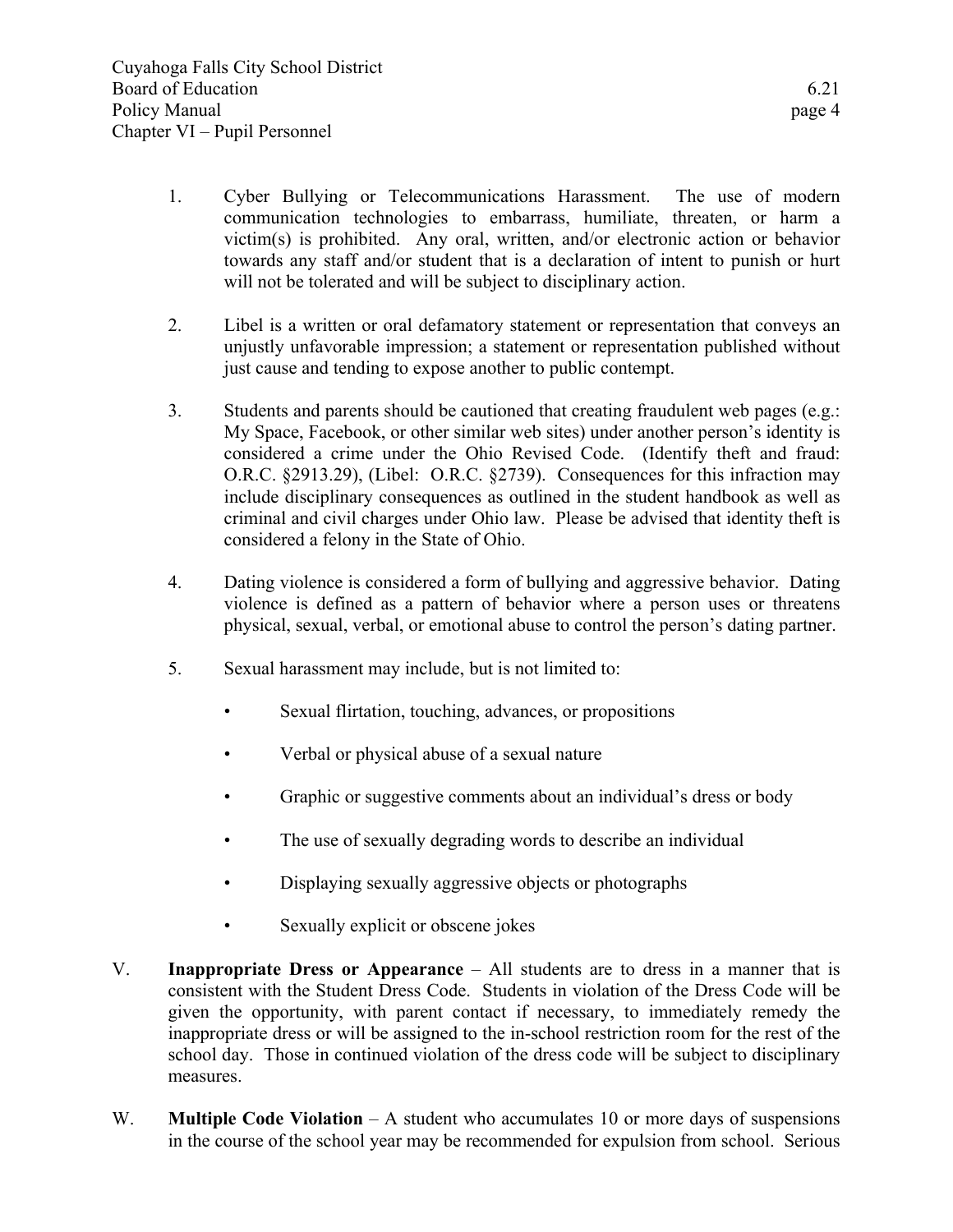1. Cyber Bullying or Telecommunications Harassment. The use of modern communication technologies to embarrass, humiliate, threaten, or harm a victim(s) is prohibited. Any oral, written, and/or electronic action or behavior towards any staff and/or student that is a declaration of intent to punish or hurt will not be tolerated and will be subject to disciplinary action.

2. Libel is a written or oral defamatory statement or representation that conveys an unjustly unfavorable impression; a statement or representation published without just cause and tending to expose another to public contempt.

3. Students and parents should be cautioned that creating fraudulent web pages (e.g.: My Space, Facebook, or other similar web sites) under another person's identity is considered a crime under the Ohio Revised Code. (Identify theft and fraud: O.R.C. §2913.29), (Libel: O.R.C. §2739). Consequences for this infraction may include disciplinary consequences as outlined in the student handbook as well as criminal and civil charges under Ohio law. Please be advised that identity theft is considered a felony in the State of Ohio.

4. Dating violence is considered a form of bullying and aggressive behavior. Dating violence is defined as a pattern of behavior where a person uses or threatens physical, sexual, verbal, or emotional abuse to control the person's dating partner.

5. Sexual harassment may include, but is not limited to:

   - Sexual flirtation, touching, advances, or propositions
   - Verbal or physical abuse of a sexual nature
   - Graphic or suggestive comments about an individual's dress or body
   - The use of sexually degrading words to describe an individual
   - Displaying sexually aggressive objects or photographs
   - Sexually explicit or obscene jokes

V. **Inappropriate Dress or Appearance** – All students are to dress in a manner that is consistent with the Student Dress Code. Students in violation of the Dress Code will be given the opportunity, with parent contact if necessary, to immediately remedy the inappropriate dress or will be assigned to the in-school restriction room for the rest of the school day. Those in continued violation of the dress code will be subject to disciplinary measures.

W. **Multiple Code Violation** – A student who accumulates 10 or more days of suspensions in the course of the school year may be recommended for expulsion from school. Serious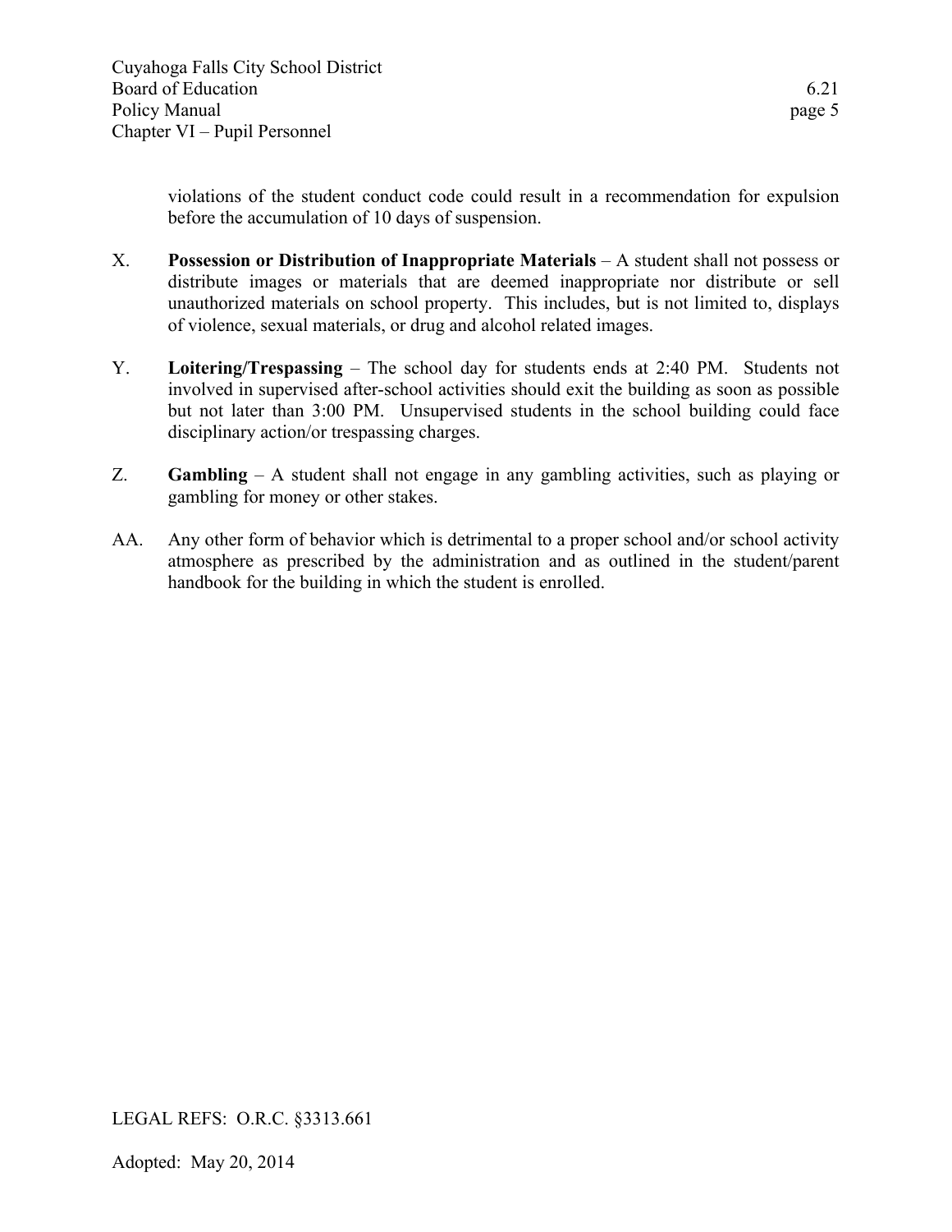violations of the student conduct code could result in a recommendation for expulsion before the accumulation of 10 days of suspension.

X. **Possession or Distribution of Inappropriate Materials** – A student shall not possess or distribute images or materials that are deemed inappropriate nor distribute or sell unauthorized materials on school property. This includes, but is not limited to, displays of violence, sexual materials, or drug and alcohol related images.

Y. **Loitering/Trespassing** – The school day for students ends at 2:40 PM. Students not involved in supervised after-school activities should exit the building as soon as possible but not later than 3:00 PM. Unsupervised students in the school building could face disciplinary action/or trespassing charges.

Z. **Gambling** – A student shall not engage in any gambling activities, such as playing or gambling for money or other stakes.

AA. Any other form of behavior which is detrimental to a proper school and/or school activity atmosphere as prescribed by the administration and as outlined in the student/parent handbook for the building in which the student is enrolled.

LEGAL REFS: O.R.C. §3313.661

Adopted: May 20, 2014